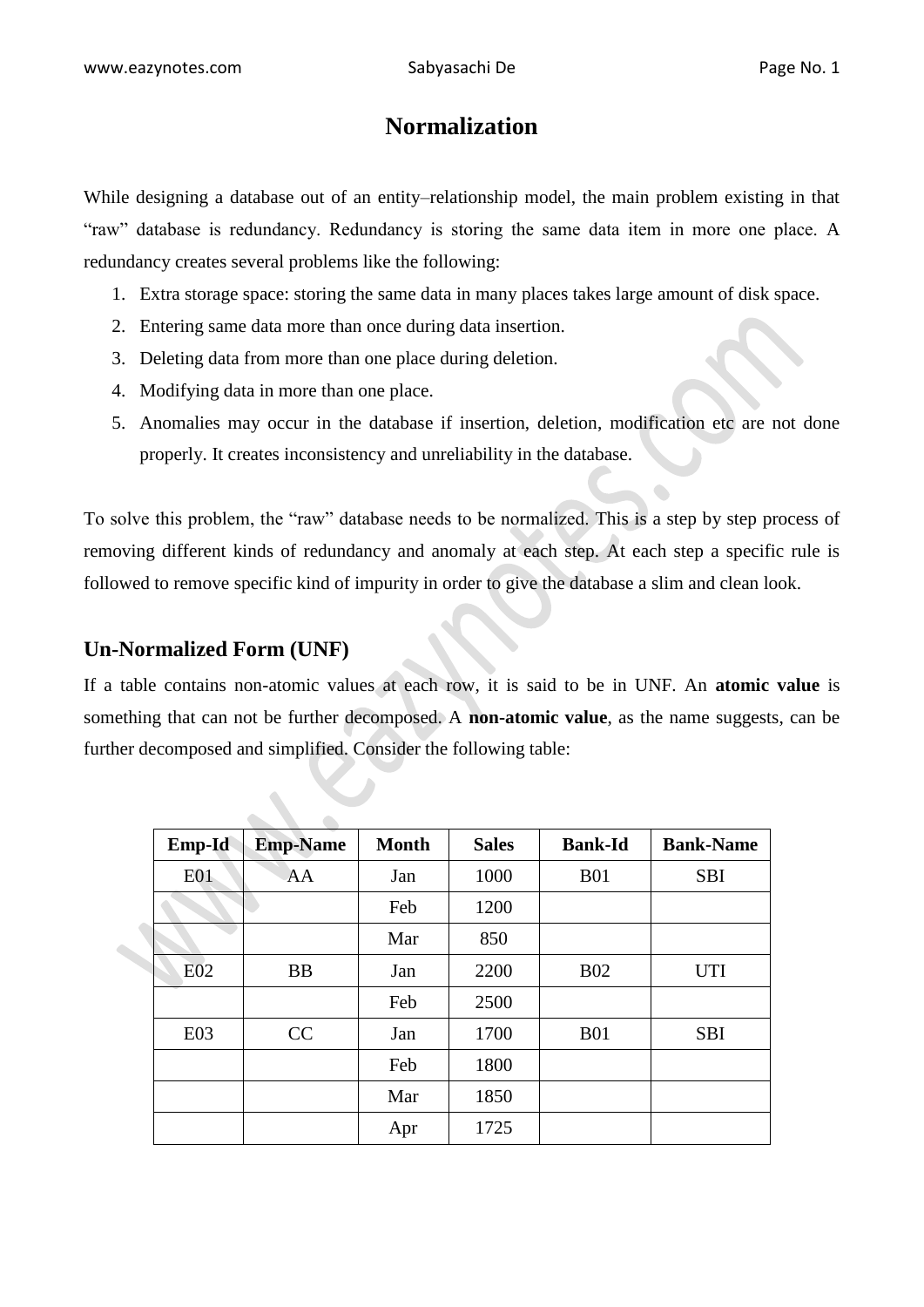# Normalization

While designing a database out of an entity–relationship model, the main problem existing in that "raw" database is redundancy. Redundancy is storing the same data item in more one place. A redundancy creates several problems like the following:

1. Extra storage space: storing the same data in many places takes large amount of disk space.
2. Entering same data more than once during data insertion.
3. Deleting data from more than one place during deletion.
4. Modifying data in more than one place.
5. Anomalies may occur in the database if insertion, deletion, modification etc are not done properly. It creates inconsistency and unreliability in the database.

To solve this problem, the "raw" database needs to be normalized. This is a step by step process of removing different kinds of redundancy and anomaly at each step. At each step a specific rule is followed to remove specific kind of impurity in order to give the database a slim and clean look.

## Un-Normalized Form (UNF)

If a table contains non-atomic values at each row, it is said to be in UNF. An **atomic value** is something that can not be further decomposed. A **non-atomic value**, as the name suggests, can be further decomposed and simplified. Consider the following table:

| Emp-Id | Emp-Name | Month | Sales | Bank-Id | Bank-Name |
|---|---|---|---|---|---|
| E01 | AA | Jan | 1000 | B01 | SBI |
| | | Feb | 1200 | | |
| | | Mar | 850 | | |
| E02 | BB | Jan | 2200 | B02 | UTI |
| | | Feb | 2500 | | |
| E03 | CC | Jan | 1700 | B01 | SBI |
| | | Feb | 1800 | | |
| | | Mar | 1850 | | |
| | | Apr | 1725 | | |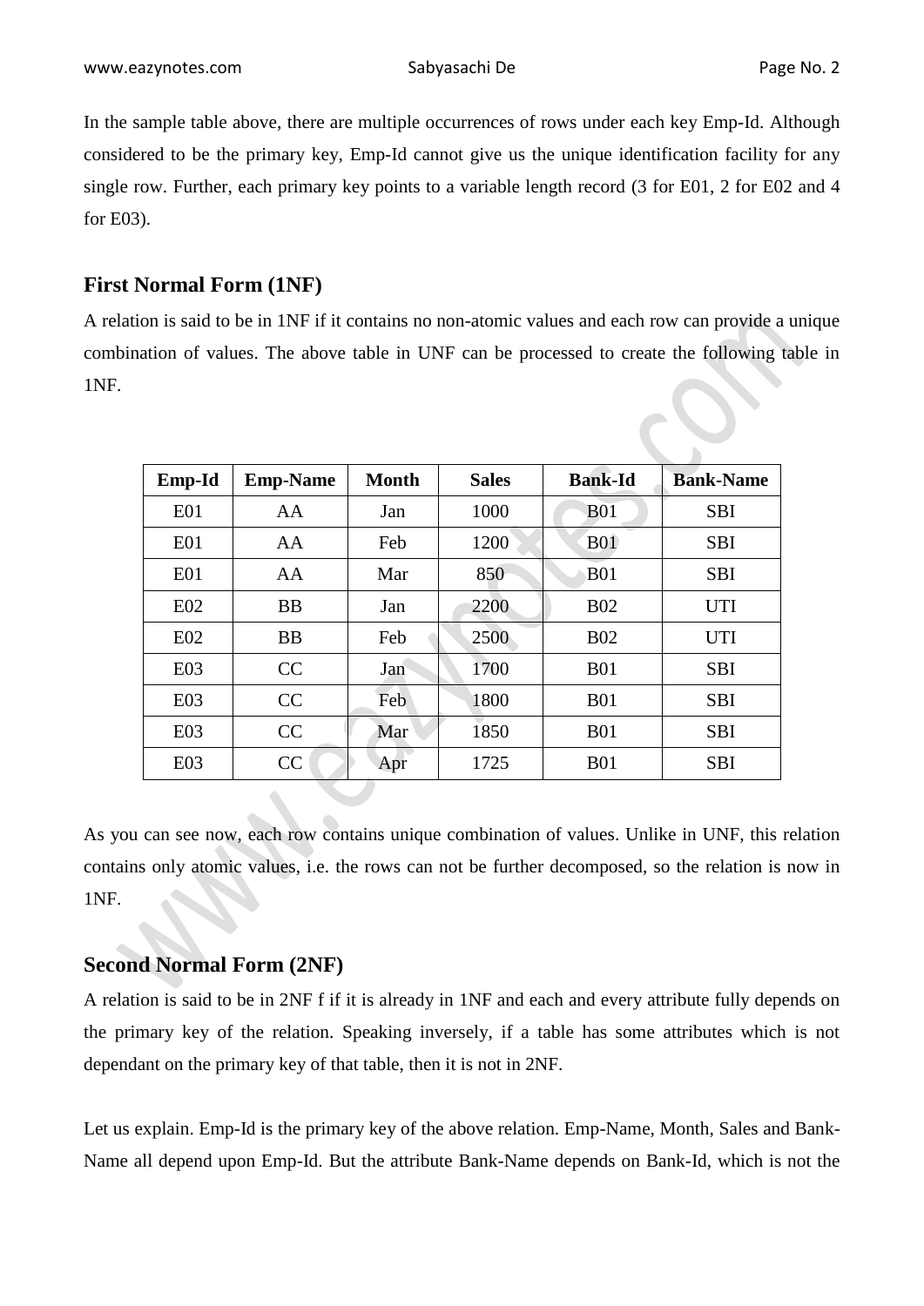In the sample table above, there are multiple occurrences of rows under each key Emp-Id. Although considered to be the primary key, Emp-Id cannot give us the unique identification facility for any single row. Further, each primary key points to a variable length record (3 for E01, 2 for E02 and 4 for E03).

## First Normal Form (1NF)

A relation is said to be in 1NF if it contains no non-atomic values and each row can provide a unique combination of values. The above table in UNF can be processed to create the following table in 1NF.

| Emp-Id | Emp-Name | Month | Sales | Bank-Id | Bank-Name |
|---|---|---|---|---|---|
| E01 | AA | Jan | 1000 | B01 | SBI |
| E01 | AA | Feb | 1200 | B01 | SBI |
| E01 | AA | Mar | 850 | B01 | SBI |
| E02 | BB | Jan | 2200 | B02 | UTI |
| E02 | BB | Feb | 2500 | B02 | UTI |
| E03 | CC | Jan | 1700 | B01 | SBI |
| E03 | CC | Feb | 1800 | B01 | SBI |
| E03 | CC | Mar | 1850 | B01 | SBI |
| E03 | CC | Apr | 1725 | B01 | SBI |

As you can see now, each row contains unique combination of values. Unlike in UNF, this relation contains only atomic values, i.e. the rows can not be further decomposed, so the relation is now in 1NF.

## Second Normal Form (2NF)

A relation is said to be in 2NF f if it is already in 1NF and each and every attribute fully depends on the primary key of the relation. Speaking inversely, if a table has some attributes which is not dependant on the primary key of that table, then it is not in 2NF.

Let us explain. Emp-Id is the primary key of the above relation. Emp-Name, Month, Sales and Bank-Name all depend upon Emp-Id. But the attribute Bank-Name depends on Bank-Id, which is not the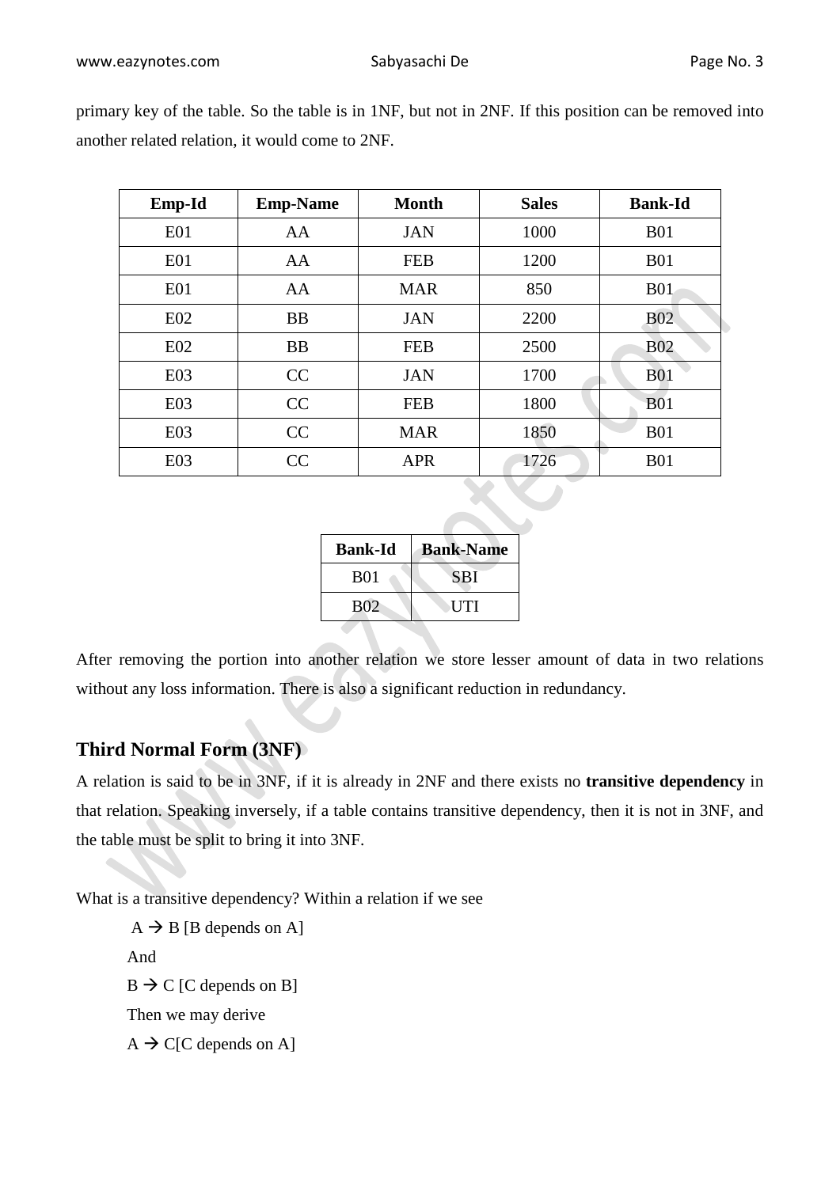primary key of the table. So the table is in 1NF, but not in 2NF. If this position can be removed into another related relation, it would come to 2NF.

| Emp-Id | Emp-Name | Month | Sales | Bank-Id |
|---|---|---|---|---|
| E01 | AA | JAN | 1000 | B01 |
| E01 | AA | FEB | 1200 | B01 |
| E01 | AA | MAR | 850 | B01 |
| E02 | BB | JAN | 2200 | B02 |
| E02 | BB | FEB | 2500 | B02 |
| E03 | CC | JAN | 1700 | B01 |
| E03 | CC | FEB | 1800 | B01 |
| E03 | CC | MAR | 1850 | B01 |
| E03 | CC | APR | 1726 | B01 |

| Bank-Id | Bank-Name |
|---|---|
| B01 | SBI |
| B02 | UTI |

After removing the portion into another relation we store lesser amount of data in two relations without any loss information. There is also a significant reduction in redundancy.

## Third Normal Form (3NF)

A relation is said to be in 3NF, if it is already in 2NF and there exists no **transitive dependency** in that relation. Speaking inversely, if a table contains transitive dependency, then it is not in 3NF, and the table must be split to bring it into 3NF.

What is a transitive dependency? Within a relation if we see

$A \rightarrow B$ [B depends on A]

And

$B \rightarrow C$ [C depends on B]

Then we may derive

$A \rightarrow C$[C depends on A]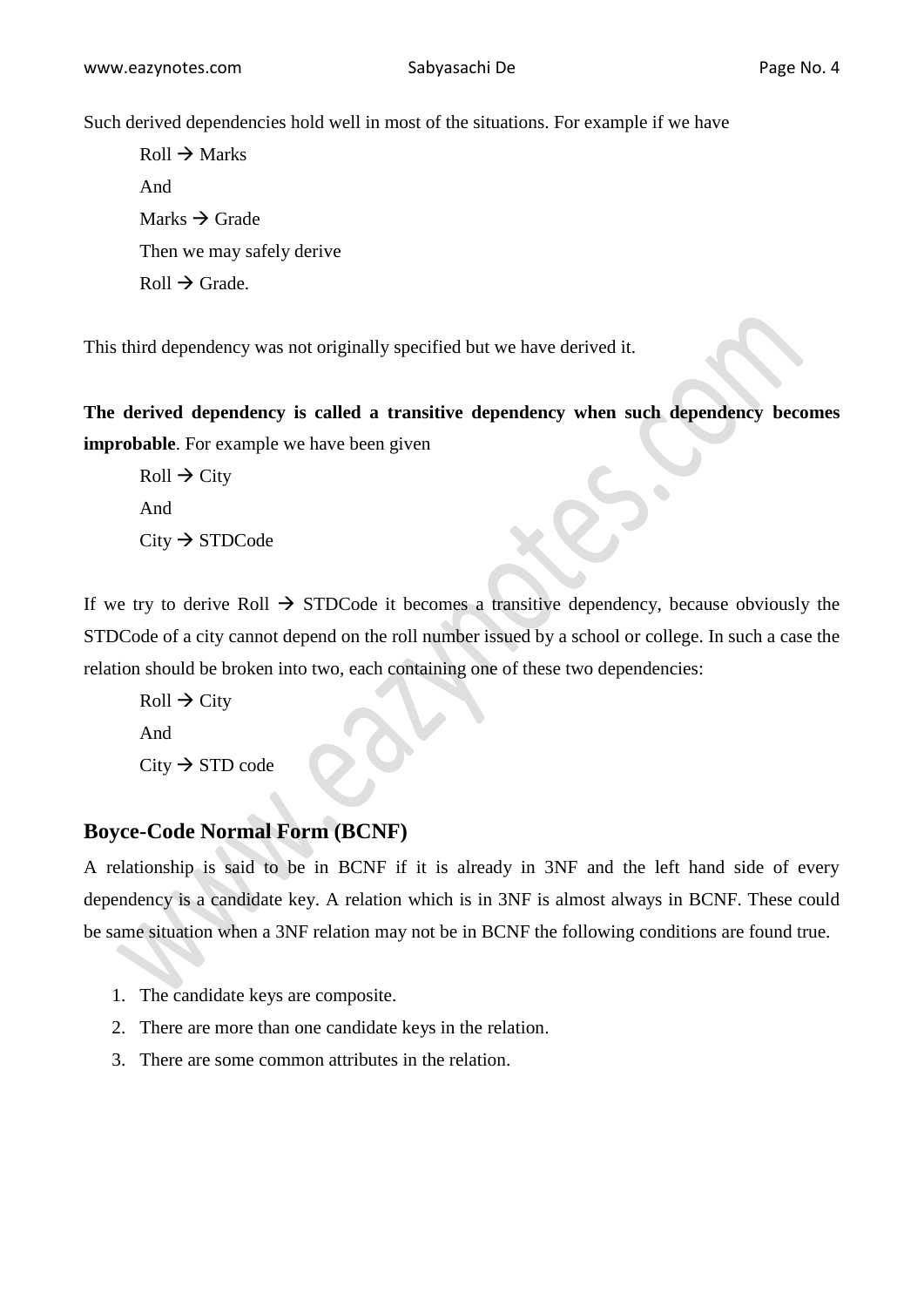Such derived dependencies hold well in most of the situations. For example if we have

Roll → Marks

And

Marks → Grade

Then we may safely derive

Roll → Grade.

This third dependency was not originally specified but we have derived it.

**The derived dependency is called a transitive dependency when such dependency becomes improbable**. For example we have been given

Roll → City

And

City → STDCode

If we try to derive Roll → STDCode it becomes a transitive dependency, because obviously the STDCode of a city cannot depend on the roll number issued by a school or college. In such a case the relation should be broken into two, each containing one of these two dependencies:

Roll → City

And

City → STD code

## Boyce-Code Normal Form (BCNF)

A relationship is said to be in BCNF if it is already in 3NF and the left hand side of every dependency is a candidate key. A relation which is in 3NF is almost always in BCNF. These could be same situation when a 3NF relation may not be in BCNF the following conditions are found true.

1. The candidate keys are composite.
2. There are more than one candidate keys in the relation.
3. There are some common attributes in the relation.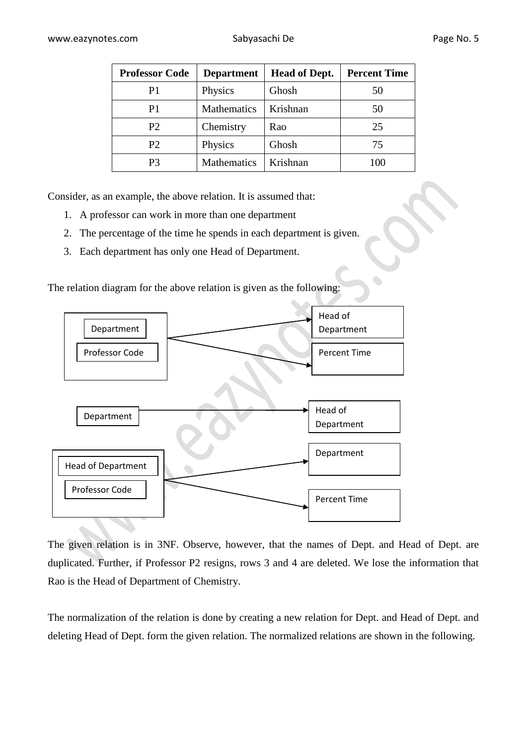| Professor Code | Department | Head of Dept. | Percent Time |
|---|---|---|---|
| P1 | Physics | Ghosh | 50 |
| P1 | Mathematics | Krishnan | 50 |
| P2 | Chemistry | Rao | 25 |
| P2 | Physics | Ghosh | 75 |
| P3 | Mathematics | Krishnan | 100 |

Consider, as an example, the above relation. It is assumed that:

1. A professor can work in more than one department
2. The percentage of the time he spends in each department is given.
3. Each department has only one Head of Department.

The relation diagram for the above relation is given as the following:

Department, Professor Code → Head of Department, Percent Time

Department → Head of Department

Head of Department, Professor Code → Department, Percent Time

The given relation is in 3NF. Observe, however, that the names of Dept. and Head of Dept. are duplicated. Further, if Professor P2 resigns, rows 3 and 4 are deleted. We lose the information that Rao is the Head of Department of Chemistry.

The normalization of the relation is done by creating a new relation for Dept. and Head of Dept. and deleting Head of Dept. form the given relation. The normalized relations are shown in the following.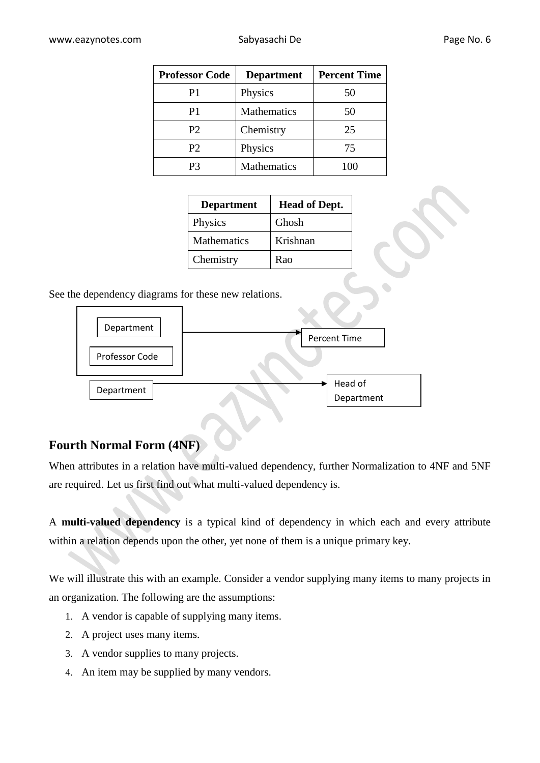| Professor Code | Department | Percent Time |
|---|---|---|
| P1 | Physics | 50 |
| P1 | Mathematics | 50 |
| P2 | Chemistry | 25 |
| P2 | Physics | 75 |
| P3 | Mathematics | 100 |

| Department | Head of Dept. |
|---|---|
| Physics | Ghosh |
| Mathematics | Krishnan |
| Chemistry | Rao |

See the dependency diagrams for these new relations.

Department, Professor Code → Percent Time

Department → Head of Department

## Fourth Normal Form (4NF)

When attributes in a relation have multi-valued dependency, further Normalization to 4NF and 5NF are required. Let us first find out what multi-valued dependency is.

A **multi-valued dependency** is a typical kind of dependency in which each and every attribute within a relation depends upon the other, yet none of them is a unique primary key.

We will illustrate this with an example. Consider a vendor supplying many items to many projects in an organization. The following are the assumptions:

1. A vendor is capable of supplying many items.
2. A project uses many items.
3. A vendor supplies to many projects.
4. An item may be supplied by many vendors.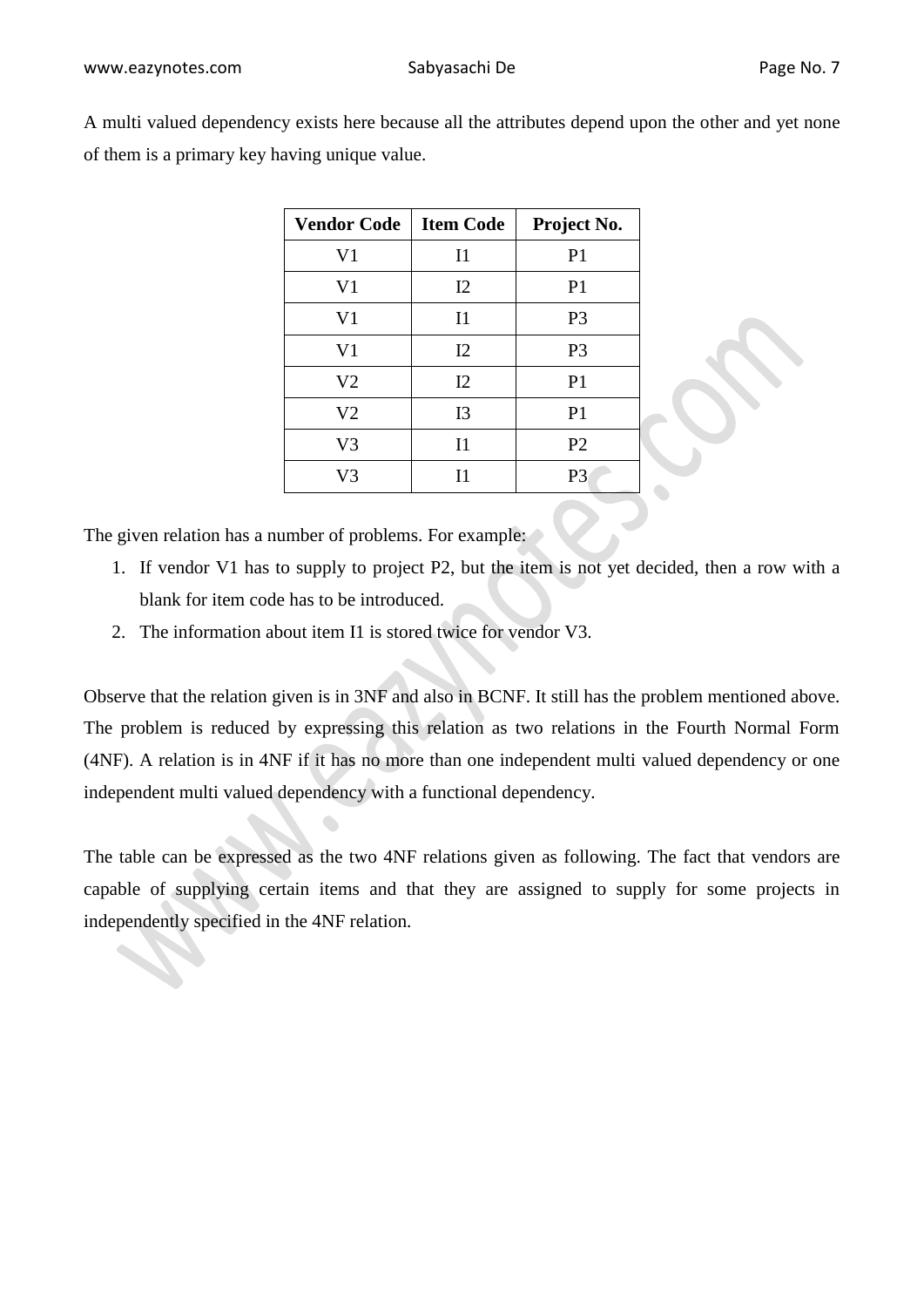A multi valued dependency exists here because all the attributes depend upon the other and yet none of them is a primary key having unique value.

| Vendor Code | Item Code | Project No. |
|---|---|---|
| V1 | I1 | P1 |
| V1 | I2 | P1 |
| V1 | I1 | P3 |
| V1 | I2 | P3 |
| V2 | I2 | P1 |
| V2 | I3 | P1 |
| V3 | I1 | P2 |
| V3 | I1 | P3 |

The given relation has a number of problems. For example:

1. If vendor V1 has to supply to project P2, but the item is not yet decided, then a row with a blank for item code has to be introduced.
2. The information about item I1 is stored twice for vendor V3.

Observe that the relation given is in 3NF and also in BCNF. It still has the problem mentioned above. The problem is reduced by expressing this relation as two relations in the Fourth Normal Form (4NF). A relation is in 4NF if it has no more than one independent multi valued dependency or one independent multi valued dependency with a functional dependency.

The table can be expressed as the two 4NF relations given as following. The fact that vendors are capable of supplying certain items and that they are assigned to supply for some projects in independently specified in the 4NF relation.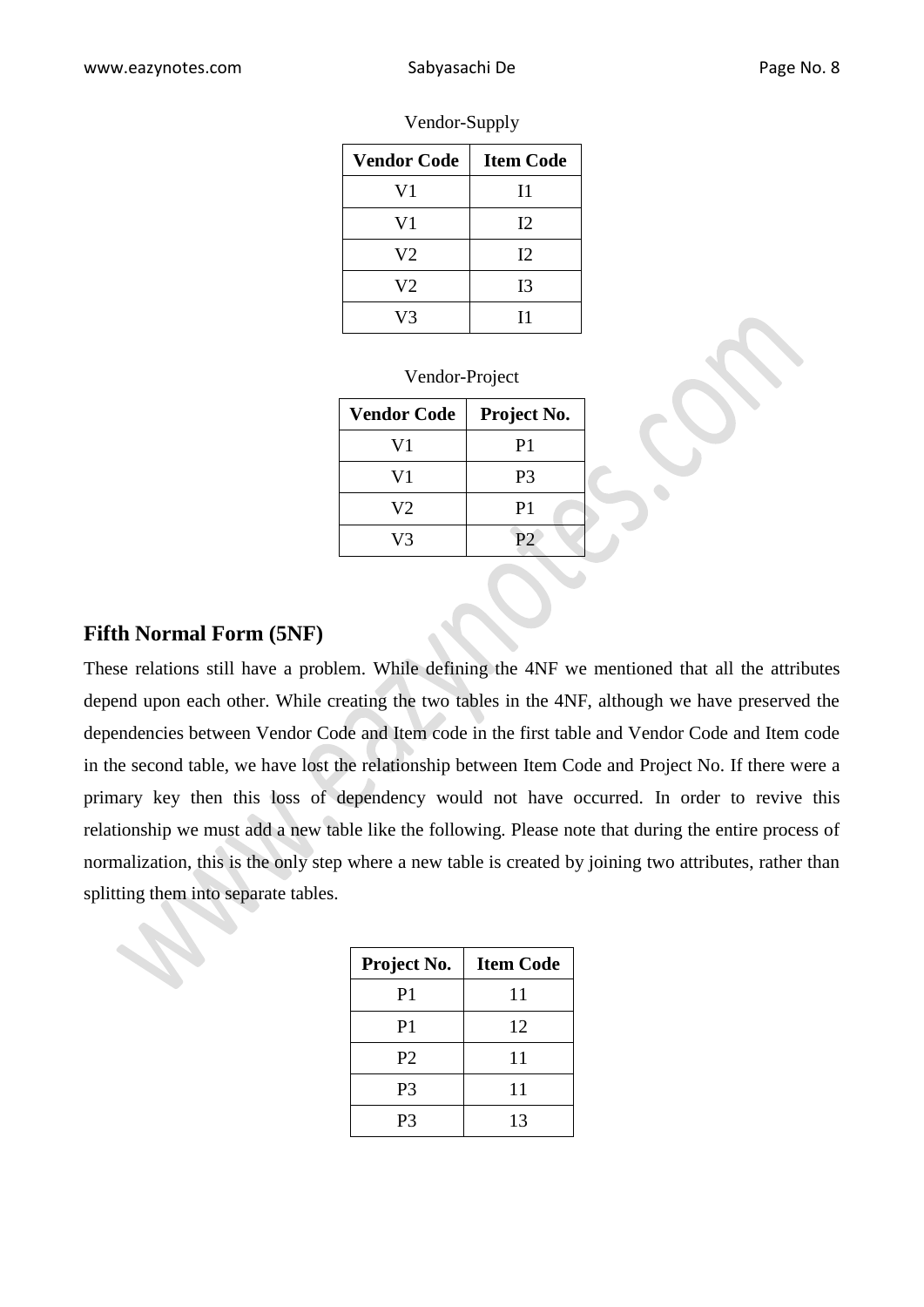Vendor-Supply

| Vendor Code | Item Code |
|---|---|
| V1 | I1 |
| V1 | I2 |
| V2 | I2 |
| V2 | I3 |
| V3 | I1 |

Vendor-Project

| Vendor Code | Project No. |
|---|---|
| V1 | P1 |
| V1 | P3 |
| V2 | P1 |
| V3 | P2 |

## Fifth Normal Form (5NF)

These relations still have a problem. While defining the 4NF we mentioned that all the attributes depend upon each other. While creating the two tables in the 4NF, although we have preserved the dependencies between Vendor Code and Item code in the first table and Vendor Code and Item code in the second table, we have lost the relationship between Item Code and Project No. If there were a primary key then this loss of dependency would not have occurred. In order to revive this relationship we must add a new table like the following. Please note that during the entire process of normalization, this is the only step where a new table is created by joining two attributes, rather than splitting them into separate tables.

| Project No. | Item Code |
|---|---|
| P1 | 11 |
| P1 | 12 |
| P2 | 11 |
| P3 | 11 |
| P3 | 13 |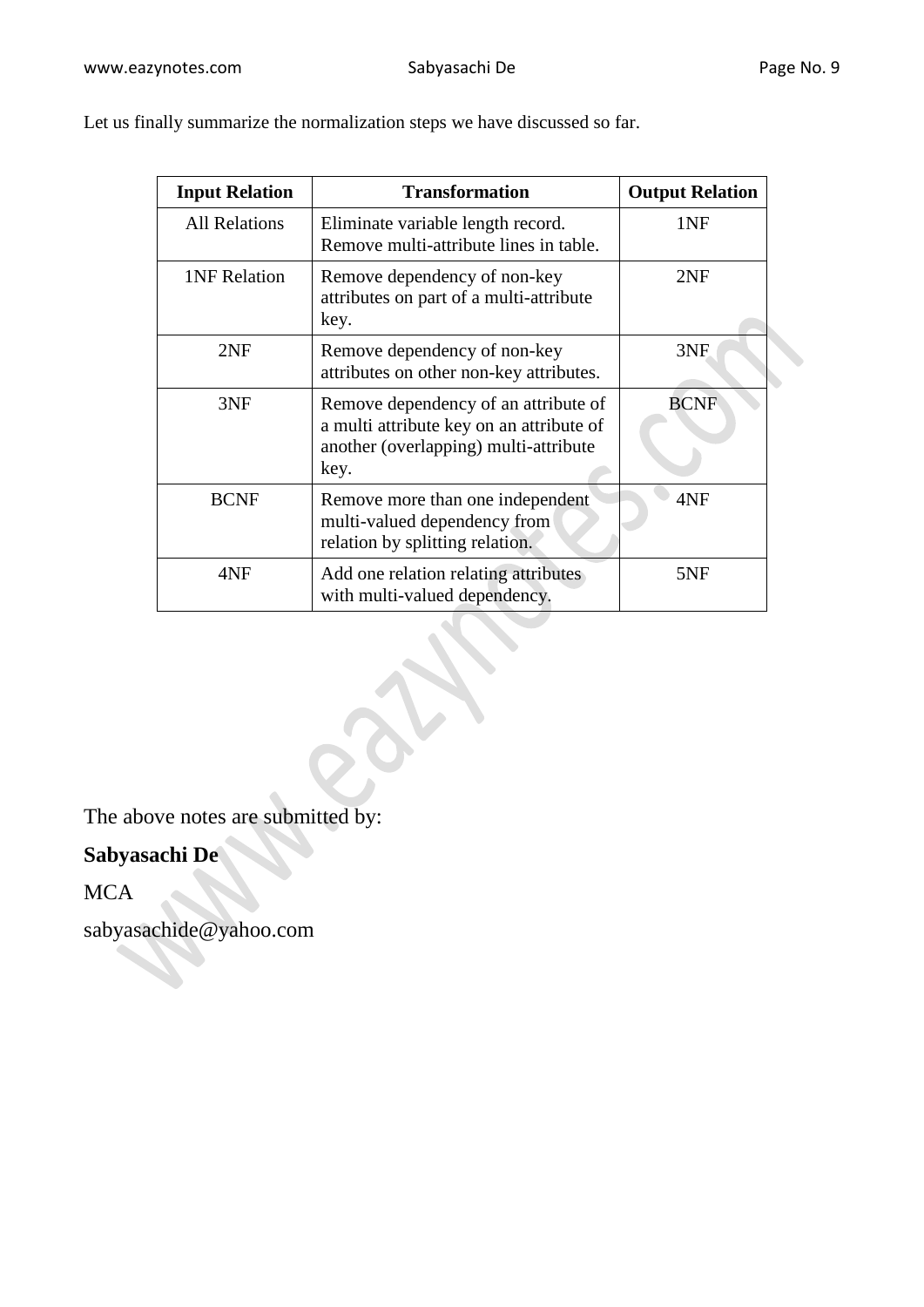Let us finally summarize the normalization steps we have discussed so far.

| Input Relation | Transformation | Output Relation |
|---|---|---|
| All Relations | Eliminate variable length record. Remove multi-attribute lines in table. | 1NF |
| 1NF Relation | Remove dependency of non-key attributes on part of a multi-attribute key. | 2NF |
| 2NF | Remove dependency of non-key attributes on other non-key attributes. | 3NF |
| 3NF | Remove dependency of an attribute of a multi attribute key on an attribute of another (overlapping) multi-attribute key. | BCNF |
| BCNF | Remove more than one independent multi-valued dependency from relation by splitting relation. | 4NF |
| 4NF | Add one relation relating attributes with multi-valued dependency. | 5NF |

The above notes are submitted by:

**Sabyasachi De**

MCA

sabyasachide@yahoo.com